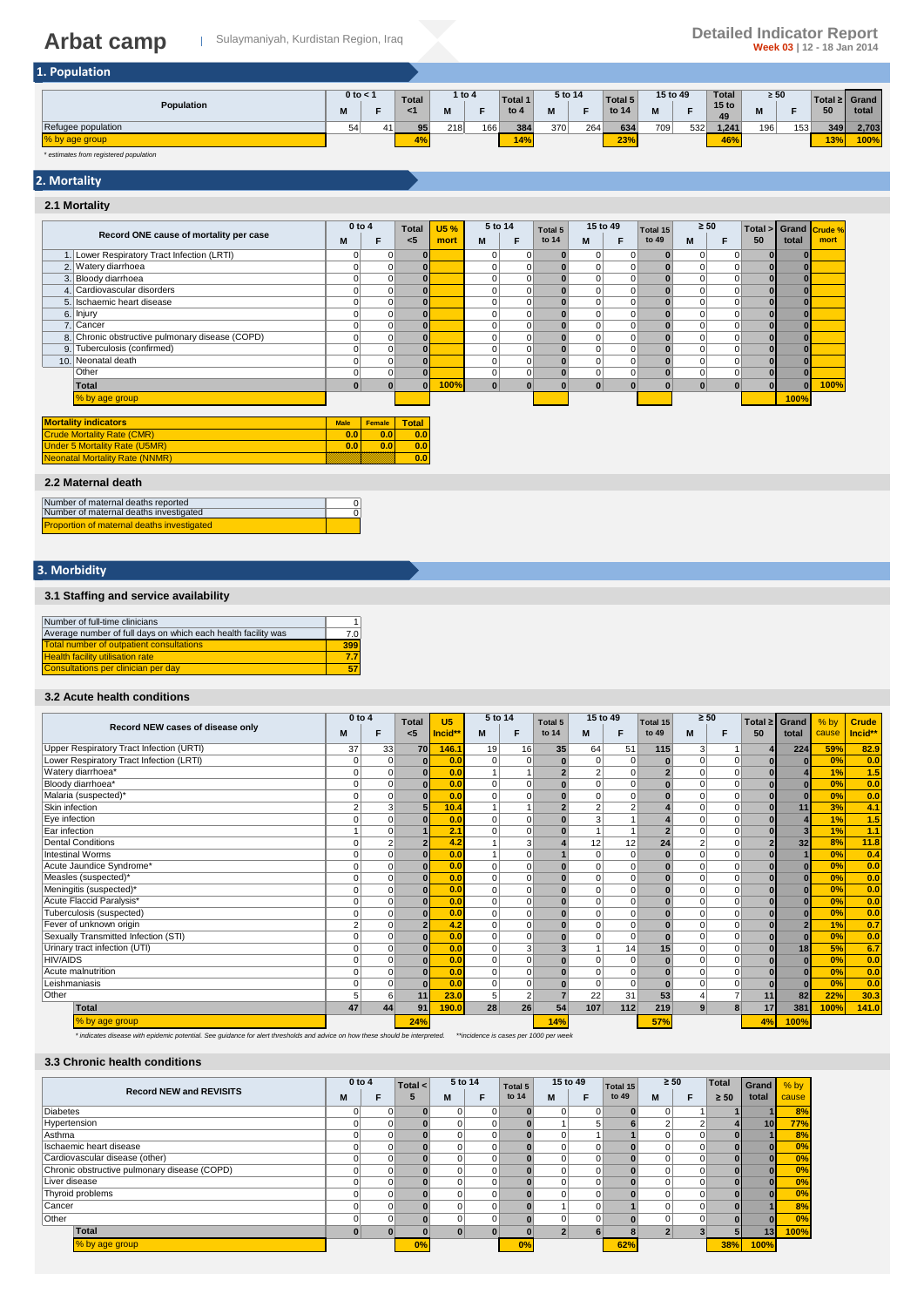# Arbat camp

Sulaymaniyah, Kurdistan Region, Iraq

**Detailed Indicator Report**
**Week 03** | 12 - 18 Jan 2014

## 1. Population

| Population | 0 to < 1 | | Total <1 | 1 to 4 | | Total 1 to 4 | 5 to 14 | | Total 5 to 14 | 15 to 49 | | Total 15 to 49 | ≥ 50 | | Total ≥ 50 | Grand total |
|---|---|---|---|---|---|---|---|---|---|---|---|---|---|---|---|---|
| | M | F | | M | F | | M | F | | M | F | | M | F | | |
| Refugee population | 54 | 41 | 95 | 218 | 166 | 384 | 370 | 264 | 634 | 709 | 532 | 1,241 | 196 | 153 | 349 | 2,703 |
| % by age group | | | 4% | | | 14% | | | 23% | | | 46% | | | 13% | 100% |

* estimates from registered population

## 2. Mortality

### 2.1 Mortality

| Record ONE cause of mortality per case | 0 to 4 | | Total <5 | U5 % mort | 5 to 14 | | Total 5 to 14 | 15 to 49 | | Total 15 to 49 | ≥ 50 | | Total > 50 | Grand total | Crude % mort |
|---|---|---|---|---|---|---|---|---|---|---|---|---|---|---|---|
| | M | F | | | M | F | | M | F | | M | F | | | |
| 1. Lower Respiratory Tract Infection (LRTI) | 0 | 0 | 0 | | 0 | 0 | 0 | 0 | 0 | 0 | 0 | 0 | 0 | 0 | |
| 2. Watery diarrhoea | 0 | 0 | 0 | | 0 | 0 | 0 | 0 | 0 | 0 | 0 | 0 | 0 | 0 | |
| 3. Bloody diarrhoea | 0 | 0 | 0 | | 0 | 0 | 0 | 0 | 0 | 0 | 0 | 0 | 0 | 0 | |
| 4. Cardiovascular disorders | 0 | 0 | 0 | | 0 | 0 | 0 | 0 | 0 | 0 | 0 | 0 | 0 | 0 | |
| 5. Ischaemic heart disease | 0 | 0 | 0 | | 0 | 0 | 0 | 0 | 0 | 0 | 0 | 0 | 0 | 0 | |
| 6. Injury | 0 | 0 | 0 | | 0 | 0 | 0 | 0 | 0 | 0 | 0 | 0 | 0 | 0 | |
| 7. Cancer | 0 | 0 | 0 | | 0 | 0 | 0 | 0 | 0 | 0 | 0 | 0 | 0 | 0 | |
| 8. Chronic obstructive pulmonary disease (COPD) | 0 | 0 | 0 | | 0 | 0 | 0 | 0 | 0 | 0 | 0 | 0 | 0 | 0 | |
| 9. Tuberculosis (confirmed) | 0 | 0 | 0 | | 0 | 0 | 0 | 0 | 0 | 0 | 0 | 0 | 0 | 0 | |
| 10. Neonatal death | 0 | 0 | 0 | | 0 | 0 | 0 | 0 | 0 | 0 | 0 | 0 | 0 | 0 | |
| Other | 0 | 0 | 0 | | 0 | 0 | 0 | 0 | 0 | 0 | 0 | 0 | 0 | 0 | |
| **Total** | 0 | 0 | 0 | 100% | 0 | 0 | 0 | 0 | 0 | 0 | 0 | 0 | 0 | 0 | 100% |
| % by age group | | | | | | | | | | | | | | 100% | |

| Mortality indicators | Male | Female | Total |
|---|---|---|---|
| Crude Mortality Rate (CMR) | 0.0 | 0.0 | 0.0 |
| Under 5 Mortality Rate (U5MR) | 0.0 | 0.0 | 0.0 |
| Neonatal Mortality Rate (NNMR) | | | 0.0 |

### 2.2 Maternal death

| | |
|---|---|
| Number of maternal deaths reported | 0 |
| Number of maternal deaths investigated | 0 |
| Proportion of maternal deaths investigated | |

## 3. Morbidity

### 3.1 Staffing and service availability

| | |
|---|---|
| Number of full-time clinicians | 1 |
| Average number of full days on which each health facility was | 7.0 |
| Total number of outpatient consultations | 399 |
| Health facility utilisation rate | 7.7 |
| Consultations per clinician per day | 57 |

### 3.2 Acute health conditions

| Record NEW cases of disease only | 0 to 4 | | Total <5 | U5 Incid** | 5 to 14 | | Total 5 to 14 | 15 to 49 | | Total 15 to 49 | ≥ 50 | | Total ≥ 50 | Grand total | % by cause | Crude Incid** |
|---|---|---|---|---|---|---|---|---|---|---|---|---|---|---|---|---|
| | M | F | | | M | F | | M | F | | M | F | | | | |
| Upper Respiratory Tract Infection (URTI) | 37 | 33 | 70 | 146.1 | 19 | 16 | 35 | 64 | 51 | 115 | 3 | 1 | 4 | 224 | 59% | 82.9 |
| Lower Respiratory Tract Infection (LRTI) | 0 | 0 | 0 | 0.0 | 0 | 0 | 0 | 0 | 0 | 0 | 0 | 0 | 0 | 0 | 0% | 0.0 |
| Watery diarrhoea* | 0 | 0 | 0 | 0.0 | 1 | 1 | 2 | 2 | 0 | 2 | 0 | 0 | 0 | 4 | 1% | 1.5 |
| Bloody diarrhoea* | 0 | 0 | 0 | 0.0 | 0 | 0 | 0 | 0 | 0 | 0 | 0 | 0 | 0 | 0 | 0% | 0.0 |
| Malaria (suspected)* | 0 | 0 | 0 | 0.0 | 0 | 0 | 0 | 0 | 0 | 0 | 0 | 0 | 0 | 0 | 0% | 0.0 |
| Skin infection | 2 | 3 | 5 | 10.4 | 1 | 1 | 2 | 2 | 2 | 4 | 0 | 0 | 0 | 11 | 3% | 4.1 |
| Eye infection | 0 | 0 | 0 | 0.0 | 0 | 0 | 0 | 3 | 1 | 4 | 0 | 0 | 0 | 4 | 1% | 1.5 |
| Ear infection | 1 | 0 | 1 | 2.1 | 0 | 0 | 0 | 1 | 1 | 2 | 0 | 0 | 0 | 3 | 1% | 1.1 |
| Dental Conditions | 0 | 2 | 2 | 4.2 | 1 | 3 | 4 | 12 | 12 | 24 | 2 | 0 | 2 | 32 | 8% | 11.8 |
| Intestinal Worms | 0 | 0 | 0 | 0.0 | 1 | 0 | 1 | 0 | 0 | 0 | 0 | 0 | 0 | 1 | 0% | 0.4 |
| Acute Jaundice Syndrome* | 0 | 0 | 0 | 0.0 | 0 | 0 | 0 | 0 | 0 | 0 | 0 | 0 | 0 | 0 | 0% | 0.0 |
| Measles (suspected)* | 0 | 0 | 0 | 0.0 | 0 | 0 | 0 | 0 | 0 | 0 | 0 | 0 | 0 | 0 | 0% | 0.0 |
| Meningitis (suspected)* | 0 | 0 | 0 | 0.0 | 0 | 0 | 0 | 0 | 0 | 0 | 0 | 0 | 0 | 0 | 0% | 0.0 |
| Acute Flaccid Paralysis* | 0 | 0 | 0 | 0.0 | 0 | 0 | 0 | 0 | 0 | 0 | 0 | 0 | 0 | 0 | 0% | 0.0 |
| Tuberculosis (suspected) | 0 | 0 | 0 | 0.0 | 0 | 0 | 0 | 0 | 0 | 0 | 0 | 0 | 0 | 0 | 0% | 0.0 |
| Fever of unknown origin | 2 | 0 | 2 | 4.2 | 0 | 0 | 0 | 0 | 0 | 0 | 0 | 0 | 0 | 2 | 1% | 0.7 |
| Sexually Transmitted Infection (STI) | 0 | 0 | 0 | 0.0 | 0 | 0 | 0 | 0 | 0 | 0 | 0 | 0 | 0 | 0 | 0% | 0.0 |
| Urinary tract infection (UTI) | 0 | 0 | 0 | 0.0 | 0 | 3 | 3 | 1 | 14 | 15 | 0 | 0 | 0 | 18 | 5% | 6.7 |
| HIV/AIDS | 0 | 0 | 0 | 0.0 | 0 | 0 | 0 | 0 | 0 | 0 | 0 | 0 | 0 | 0 | 0% | 0.0 |
| Acute malnutrition | 0 | 0 | 0 | 0.0 | 0 | 0 | 0 | 0 | 0 | 0 | 0 | 0 | 0 | 0 | 0% | 0.0 |
| Leishmaniasis | 0 | 0 | 0 | 0.0 | 0 | 0 | 0 | 0 | 0 | 0 | 0 | 0 | 0 | 0 | 0% | 0.0 |
| Other | 5 | 6 | 11 | 23.0 | 5 | 2 | 7 | 22 | 31 | 53 | 4 | 7 | 11 | 82 | 22% | 30.3 |
| **Total** | 47 | 44 | 91 | 190.0 | 28 | 26 | 54 | 107 | 112 | 219 | 9 | 8 | 17 | 381 | 100% | 141.0 |
| % by age group | | | 24% | | | | 14% | | | 57% | | | 4% | 100% | | |

* indicates disease with epidemic potential. See guidance for alert thresholds and advice on how these should be interpreted. **incidence is cases per 1000 per week

### 3.3 Chronic health conditions

| Record NEW and REVISITS | 0 to 4 | | Total < 5 | 5 to 14 | | Total 5 to 14 | 15 to 49 | | Total 15 to 49 | ≥ 50 | | Total ≥ 50 | Grand total | % by cause |
|---|---|---|---|---|---|---|---|---|---|---|---|---|---|---|
| | M | F | | M | F | | M | F | | M | F | | | |
| Diabetes | 0 | 0 | 0 | 0 | 0 | 0 | 0 | 0 | 0 | 0 | 1 | 1 | 1 | 8% |
| Hypertension | 0 | 0 | 0 | 0 | 0 | 0 | 1 | 5 | 6 | 2 | 2 | 4 | 10 | 77% |
| Asthma | 0 | 0 | 0 | 0 | 0 | 0 | 0 | 1 | 1 | 0 | 0 | 0 | 1 | 8% |
| Ischaemic heart disease | 0 | 0 | 0 | 0 | 0 | 0 | 0 | 0 | 0 | 0 | 0 | 0 | 0 | 0% |
| Cardiovascular disease (other) | 0 | 0 | 0 | 0 | 0 | 0 | 0 | 0 | 0 | 0 | 0 | 0 | 0 | 0% |
| Chronic obstructive pulmonary disease (COPD) | 0 | 0 | 0 | 0 | 0 | 0 | 0 | 0 | 0 | 0 | 0 | 0 | 0 | 0% |
| Liver disease | 0 | 0 | 0 | 0 | 0 | 0 | 0 | 0 | 0 | 0 | 0 | 0 | 0 | 0% |
| Thyroid problems | 0 | 0 | 0 | 0 | 0 | 0 | 0 | 0 | 0 | 0 | 0 | 0 | 0 | 0% |
| Cancer | 0 | 0 | 0 | 0 | 0 | 0 | 1 | 0 | 1 | 0 | 0 | 0 | 1 | 8% |
| Other | 0 | 0 | 0 | 0 | 0 | 0 | 0 | 0 | 0 | 0 | 0 | 0 | 0 | 0% |
| **Total** | 0 | 0 | 0 | 0 | 0 | 0 | 2 | 6 | 8 | 2 | 3 | 5 | 13 | 100% |
| % by age group | | | 0% | | | 0% | | | 62% | | | 38% | 100% | |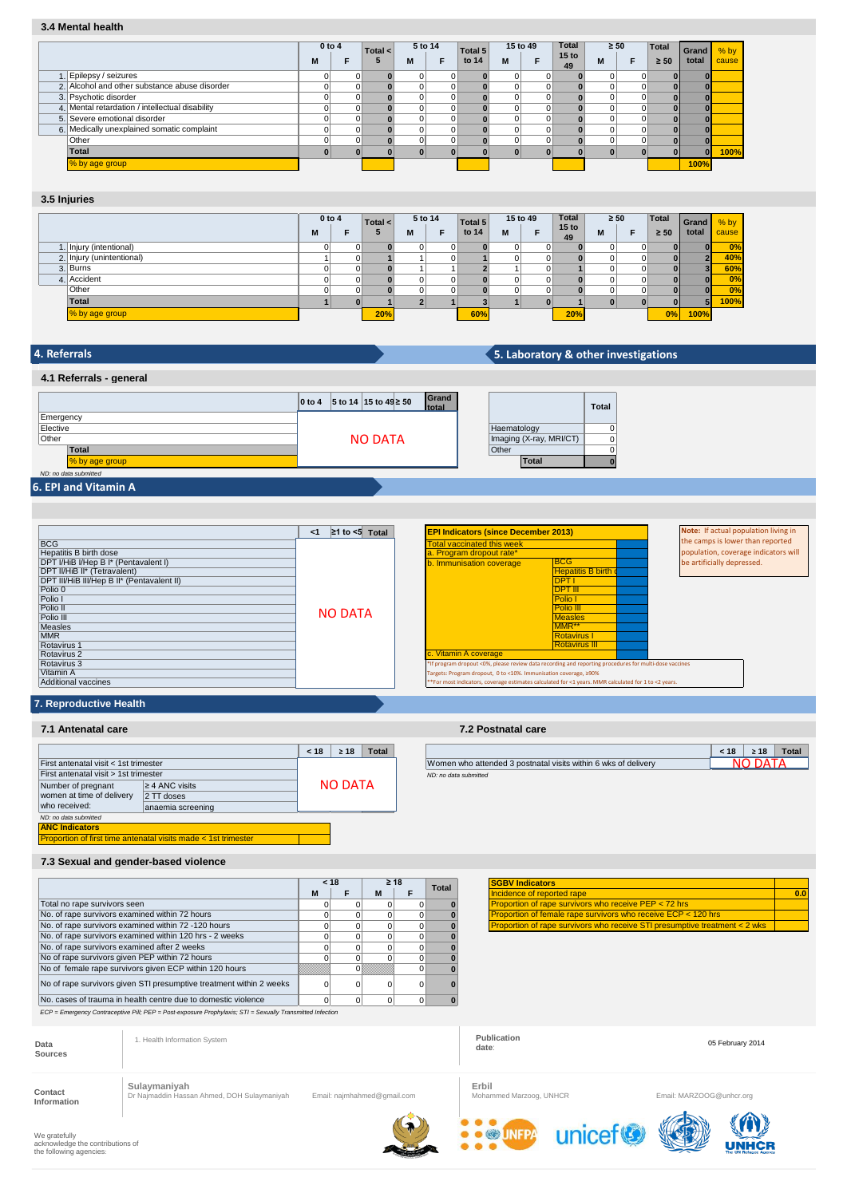### 3.4 Mental health

| | 0 to 4 M | 0 to 4 F | Total < 5 | 5 to 14 M | 5 to 14 F | Total 5 to 14 | 15 to 49 M | 15 to 49 F | Total 15 to 49 | ≥ 50 M | ≥ 50 F | Total ≥ 50 | Grand total | % by cause |
|---|---|---|---|---|---|---|---|---|---|---|---|---|---|---|
| 1. Epilepsy / seizures | 0 | 0 | 0 | 0 | 0 | 0 | 0 | 0 | 0 | 0 | 0 | 0 | 0 | |
| 2. Alcohol and other substance abuse disorder | 0 | 0 | 0 | 0 | 0 | 0 | 0 | 0 | 0 | 0 | 0 | 0 | 0 | |
| 3. Psychotic disorder | 0 | 0 | 0 | 0 | 0 | 0 | 0 | 0 | 0 | 0 | 0 | 0 | 0 | |
| 4. Mental retardation / intellectual disability | 0 | 0 | 0 | 0 | 0 | 0 | 0 | 0 | 0 | 0 | 0 | 0 | 0 | |
| 5. Severe emotional disorder | 0 | 0 | 0 | 0 | 0 | 0 | 0 | 0 | 0 | 0 | 0 | 0 | 0 | |
| 6. Medically unexplained somatic complaint | 0 | 0 | 0 | 0 | 0 | 0 | 0 | 0 | 0 | 0 | 0 | 0 | 0 | |
| Other | 0 | 0 | 0 | 0 | 0 | 0 | 0 | 0 | 0 | 0 | 0 | 0 | 0 | |
| **Total** | **0** | **0** | **0** | **0** | **0** | **0** | **0** | **0** | **0** | **0** | **0** | **0** | **0** | **100%** |
| % by age group | | | | | | | | | | | | | **100%** | |

### 3.5 Injuries

| | 0 to 4 M | 0 to 4 F | Total < 5 | 5 to 14 M | 5 to 14 F | Total 5 to 14 | 15 to 49 M | 15 to 49 F | Total 15 to 49 | ≥ 50 M | ≥ 50 F | Total ≥ 50 | Grand total | % by cause |
|---|---|---|---|---|---|---|---|---|---|---|---|---|---|---|
| 1. Injury (intentional) | 0 | 0 | 0 | 0 | 0 | 0 | 0 | 0 | 0 | 0 | 0 | 0 | 0 | 0% |
| 2. Injury (unintentional) | 1 | 0 | 1 | 1 | 0 | 1 | 0 | 0 | 0 | 0 | 0 | 0 | 2 | 40% |
| 3. Burns | 0 | 0 | 0 | 1 | 1 | 2 | 1 | 0 | 1 | 0 | 0 | 0 | 3 | 60% |
| 4. Accident | 0 | 0 | 0 | 0 | 0 | 0 | 0 | 0 | 0 | 0 | 0 | 0 | 0 | 0% |
| Other | 0 | 0 | 0 | 0 | 0 | 0 | 0 | 0 | 0 | 0 | 0 | 0 | 0 | 0% |
| **Total** | **1** | **0** | **1** | **2** | **1** | **3** | **1** | **0** | **1** | **0** | **0** | **0** | **5** | **100%** |
| % by age group | | | **20%** | | | **60%** | | | **20%** | | | **0%** | **100%** | |

## 4. Referrals

### 4.1 Referrals - general

| | 0 to 4 | 5 to 14 | 15 to 49 | ≥ 50 | Grand total |
|---|---|---|---|---|---|
| Emergency | NO DATA | | | | |
| Elective | | | | | |
| Other | | | | | |
| **Total** | | | | | |
| % by age group | | | | | |

*ND: no data submitted*

## 5. Laboratory & other investigations

| | Total |
|---|---|
| Haematology | 0 |
| Imaging (X-ray, MRI/CT) | 0 |
| Other | 0 |
| **Total** | **0** |

## 6. EPI and Vitamin A

| | <1 | ≥1 to <5 | Total |
|---|---|---|---|
| BCG | NO DATA | | |
| Hepatitis B birth dose | | | |
| DPT I/HiB I/Hep B I* (Pentavalent I) | | | |
| DPT II/HiB II* (Tetravalent) | | | |
| DPT III/HiB III/Hep B II* (Pentavalent II) | | | |
| Polio 0 | | | |
| Polio I | | | |
| Polio II | | | |
| Polio III | | | |
| Measles | | | |
| MMR | | | |
| Rotavirus 1 | | | |
| Rotavirus 2 | | | |
| Rotavirus 3 | | | |
| Vitamin A | | | |
| Additional vaccines | | | |

| EPI Indicators (since December 2013) | | |
|---|---|---|
| Total vaccinated this week | | |
| a. Program dropout rate* | | |
| b. Immunisation coverage | BCG | |
| | Hepatitis B birth d | |
| | DPT I | |
| | DPT III | |
| | Polio I | |
| | Polio III | |
| | Measles | |
| | MMR** | |
| | Rotavirus I | |
| | Rotavirus III | |
| c. Vitamin A coverage | | |

*If program dropout <0%, please review data recording and reporting procedures for multi-dose vaccines

Targets: Program dropout, 0 to <10%. Immunisation coverage, ≥90%

**For most indicators, coverage estimates calculated for <1 years. MMR calculated for 1 to <2 years.

**Note:** If actual population living in the camps is lower than reported population, coverage indicators will be artificially depressed.

## 7. Reproductive Health

### 7.1 Antenatal care

| | | < 18 | ≥ 18 | Total |
|---|---|---|---|---|
| First antenatal visit < 1st trimester | | NO DATA | | |
| First antenatal visit > 1st trimester | | | | |
| Number of pregnant women at time of delivery who received: | ≥ 4 ANC visits | | | |
| | 2 TT doses | | | |
| | anaemia screening | | | |

*ND: no data submitted*

| ANC Indicators | |
|---|---|
| Proportion of first time antenatal visits made < 1st trimester | |

### 7.2 Postnatal care

| | < 18 | ≥ 18 | Total |
|---|---|---|---|
| Women who attended 3 postnatal visits within 6 wks of delivery | NO DATA | | |

*ND: no data submitted*

### 7.3 Sexual and gender-based violence

| | < 18 M | < 18 F | ≥ 18 M | ≥ 18 F | Total |
|---|---|---|---|---|---|
| Total no rape survivors seen | 0 | 0 | 0 | 0 | 0 |
| No. of rape survivors examined within 72 hours | 0 | 0 | 0 | 0 | 0 |
| No. of rape survivors examined within 72 -120 hours | 0 | 0 | 0 | 0 | 0 |
| No. of rape survivors examined within 120 hrs - 2 weeks | 0 | 0 | 0 | 0 | 0 |
| No. of rape survivors examined after 2 weeks | 0 | 0 | 0 | 0 | 0 |
| No of rape survivors given PEP within 72 hours | 0 | 0 | 0 | 0 | 0 |
| No of female rape survivors given ECP within 120 hours | | 0 | | 0 | 0 |
| No of rape survivors given STI presumptive treatment within 2 weeks | 0 | 0 | 0 | 0 | 0 |
| No. cases of trauma in health centre due to domestic violence | 0 | 0 | 0 | 0 | 0 |

*ECP = Emergency Contraceptive Pill; PEP = Post-exposure Prophylaxis; STI = Sexually Transmitted Infection*

| SGBV Indicators | |
|---|---|
| Incidence of reported rape | 0.0 |
| Proportion of rape survivors who receive PEP < 72 hrs | |
| Proportion of female rape survivors who receive ECP < 120 hrs | |
| Proportion of rape survivors who receive STI presumptive treatment < 2 wks | |

**Data Sources**: 1. Health Information System

**Publication date**: 05 February 2014

**Contact Information**

Sulaymaniyah
Dr Najmaddin Hassan Ahmed, DOH Sulaymaniyah — Email: najmhahmed@gmail.com

Erbil
Mohammed Marzoog, UNHCR — Email: MARZOOG@unhcr.org

We gratefully acknowledge the contributions of the following agencies.

UNFPA unicef UNHCR The UN Refugee Agency